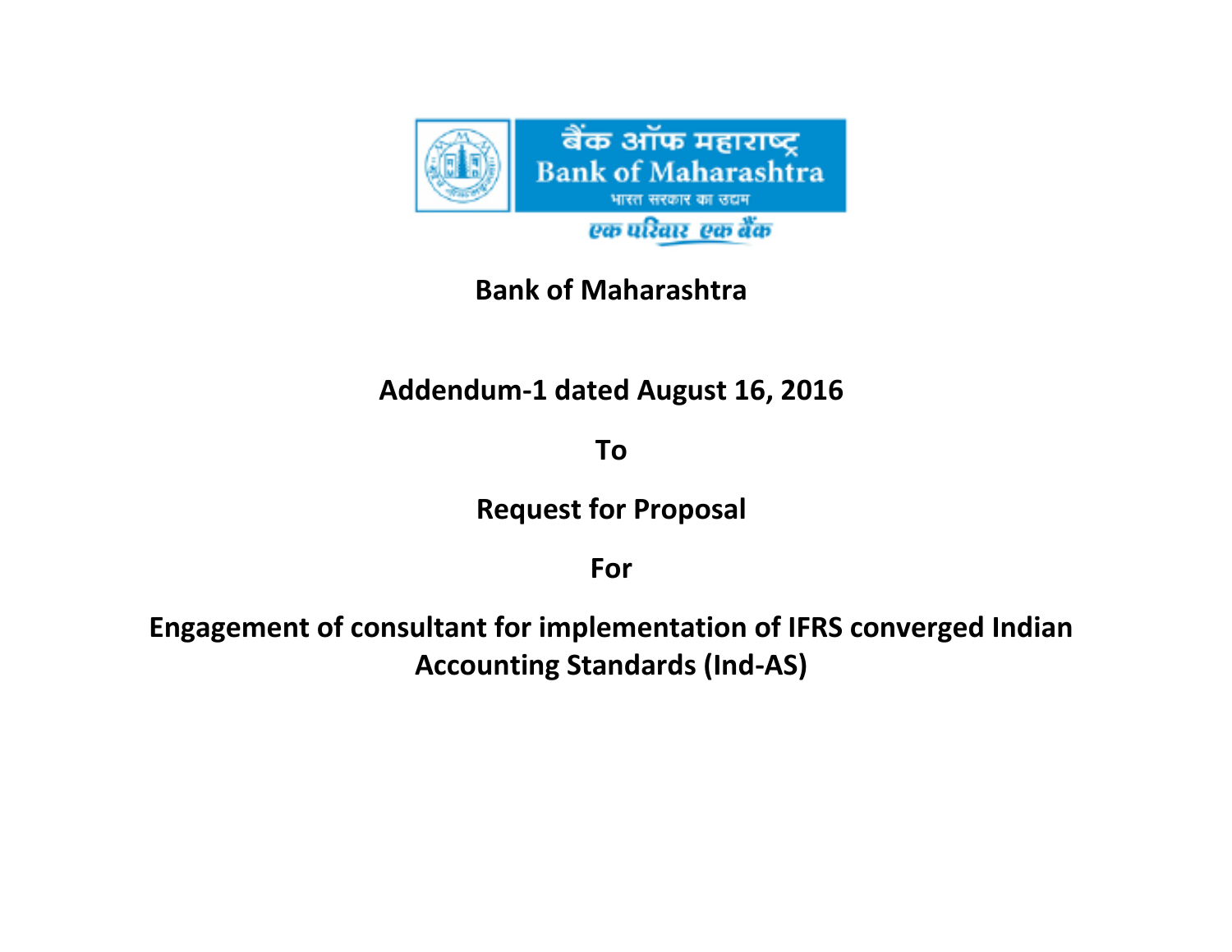बैंक ऑफ महाराष्ट्र
Bank of Maharashtra
भारत सरकार का उद्यम
एक परिवार एक बैंक

# Bank of Maharashtra

## Addendum-1 dated August 16, 2016

## To

## Request for Proposal

## For

## Engagement of consultant for implementation of IFRS converged Indian Accounting Standards (Ind-AS)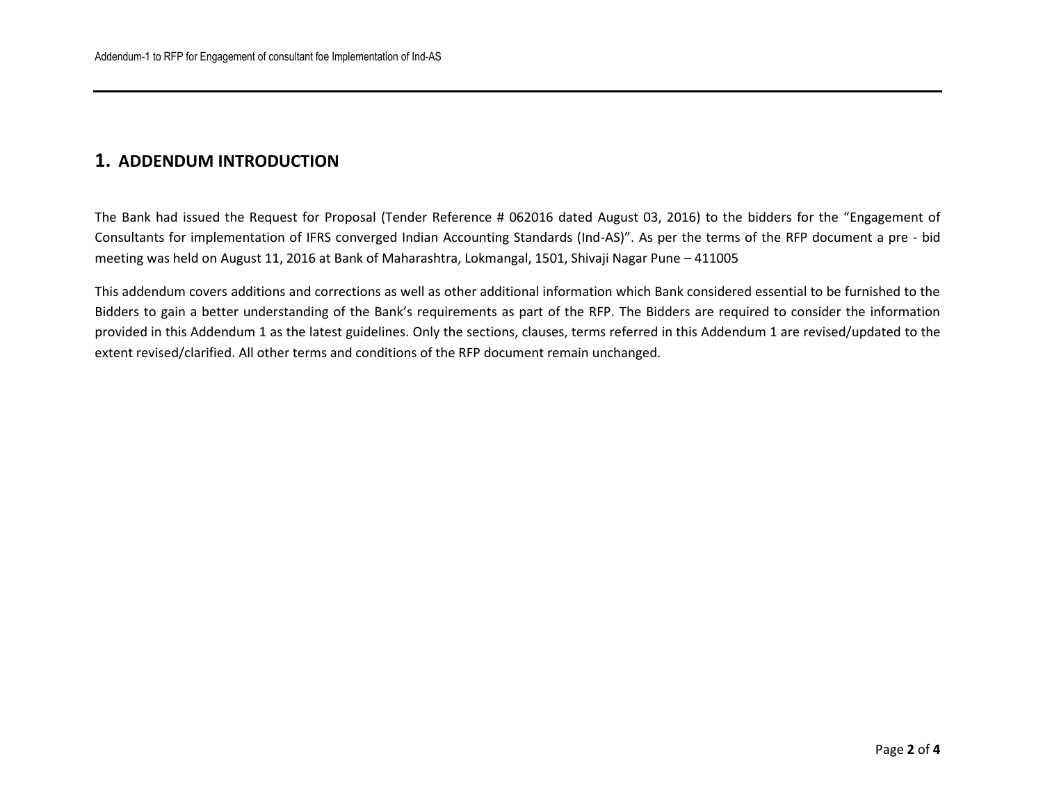## 1. ADDENDUM INTRODUCTION

The Bank had issued the Request for Proposal (Tender Reference # 062016 dated August 03, 2016) to the bidders for the "Engagement of Consultants for implementation of IFRS converged Indian Accounting Standards (Ind-AS)". As per the terms of the RFP document a pre - bid meeting was held on August 11, 2016 at Bank of Maharashtra, Lokmangal, 1501, Shivaji Nagar Pune – 411005

This addendum covers additions and corrections as well as other additional information which Bank considered essential to be furnished to the Bidders to gain a better understanding of the Bank's requirements as part of the RFP. The Bidders are required to consider the information provided in this Addendum 1 as the latest guidelines. Only the sections, clauses, terms referred in this Addendum 1 are revised/updated to the extent revised/clarified. All other terms and conditions of the RFP document remain unchanged.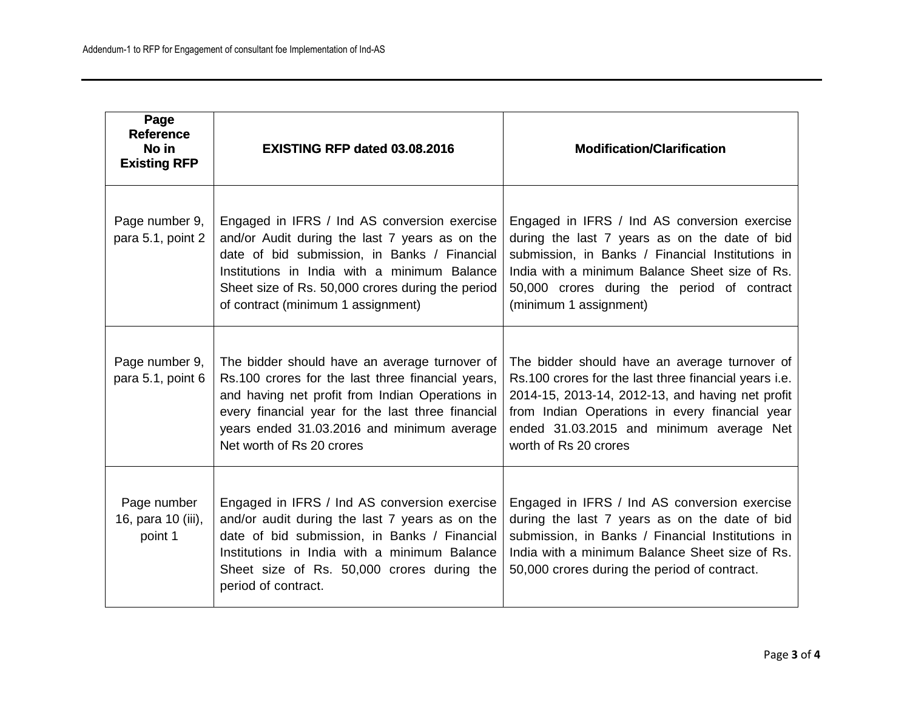| Page Reference No in Existing RFP | EXISTING RFP dated 03.08.2016 | Modification/Clarification |
|---|---|---|
| Page number 9, para 5.1, point 2 | Engaged in IFRS / Ind AS conversion exercise and/or Audit during the last 7 years as on the date of bid submission, in Banks / Financial Institutions in India with a minimum Balance Sheet size of Rs. 50,000 crores during the period of contract (minimum 1 assignment) | Engaged in IFRS / Ind AS conversion exercise during the last 7 years as on the date of bid submission, in Banks / Financial Institutions in India with a minimum Balance Sheet size of Rs. 50,000 crores during the period of contract (minimum 1 assignment) |
| Page number 9, para 5.1, point 6 | The bidder should have an average turnover of Rs.100 crores for the last three financial years, and having net profit from Indian Operations in every financial year for the last three financial years ended 31.03.2016 and minimum average Net worth of Rs 20 crores | The bidder should have an average turnover of Rs.100 crores for the last three financial years i.e. 2014-15, 2013-14, 2012-13, and having net profit from Indian Operations in every financial year ended 31.03.2015 and minimum average Net worth of Rs 20 crores |
| Page number 16, para 10 (iii), point 1 | Engaged in IFRS / Ind AS conversion exercise and/or audit during the last 7 years as on the date of bid submission, in Banks / Financial Institutions in India with a minimum Balance Sheet size of Rs. 50,000 crores during the period of contract. | Engaged in IFRS / Ind AS conversion exercise during the last 7 years as on the date of bid submission, in Banks / Financial Institutions in India with a minimum Balance Sheet size of Rs. 50,000 crores during the period of contract. |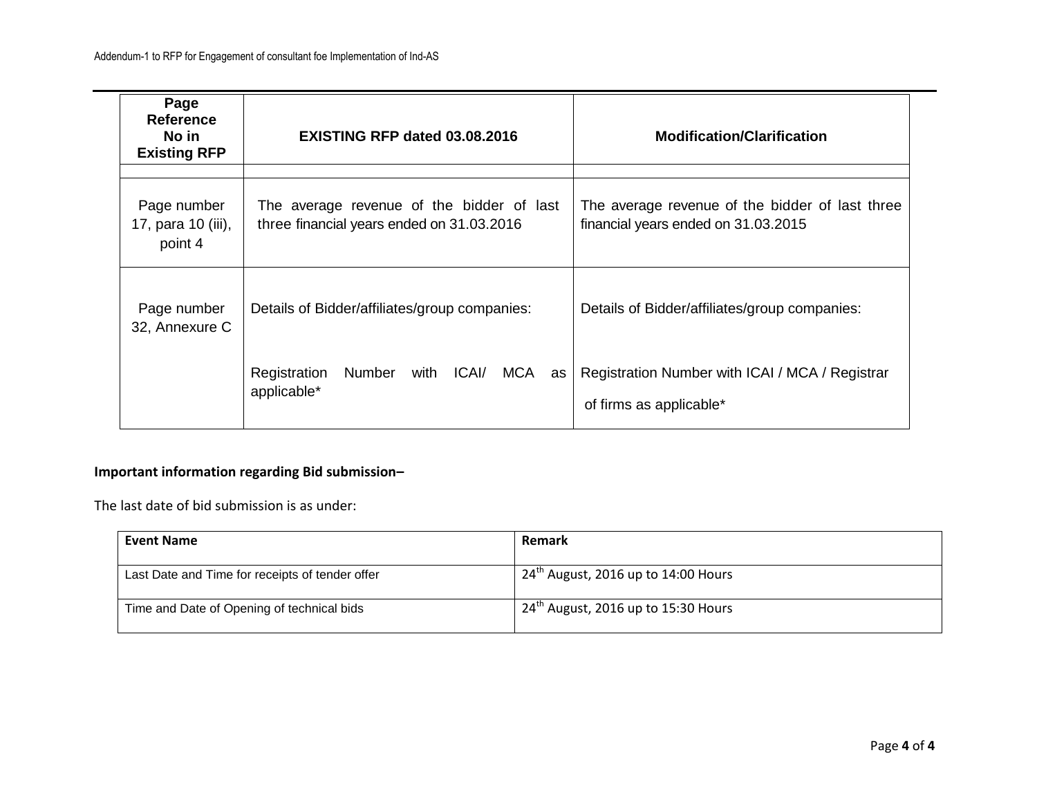| Page Reference No in Existing RFP | EXISTING RFP dated 03.08.2016 | Modification/Clarification |
|---|---|---|
| | | |
| Page number 17, para 10 (iii), point 4 | The average revenue of the bidder of last three financial years ended on 31.03.2016 | The average revenue of the bidder of last three financial years ended on 31.03.2015 |
| Page number 32, Annexure C | Details of Bidder/affiliates/group companies:<br><br>Registration Number with ICAI/ MCA as applicable* | Details of Bidder/affiliates/group companies:<br><br>Registration Number with ICAI / MCA / Registrar of firms as applicable* |

**Important information regarding Bid submission–**

The last date of bid submission is as under:

| Event Name | Remark |
|---|---|
| Last Date and Time for receipts of tender offer | 24th August, 2016 up to 14:00 Hours |
| Time and Date of Opening of technical bids | 24th August, 2016 up to 15:30 Hours |